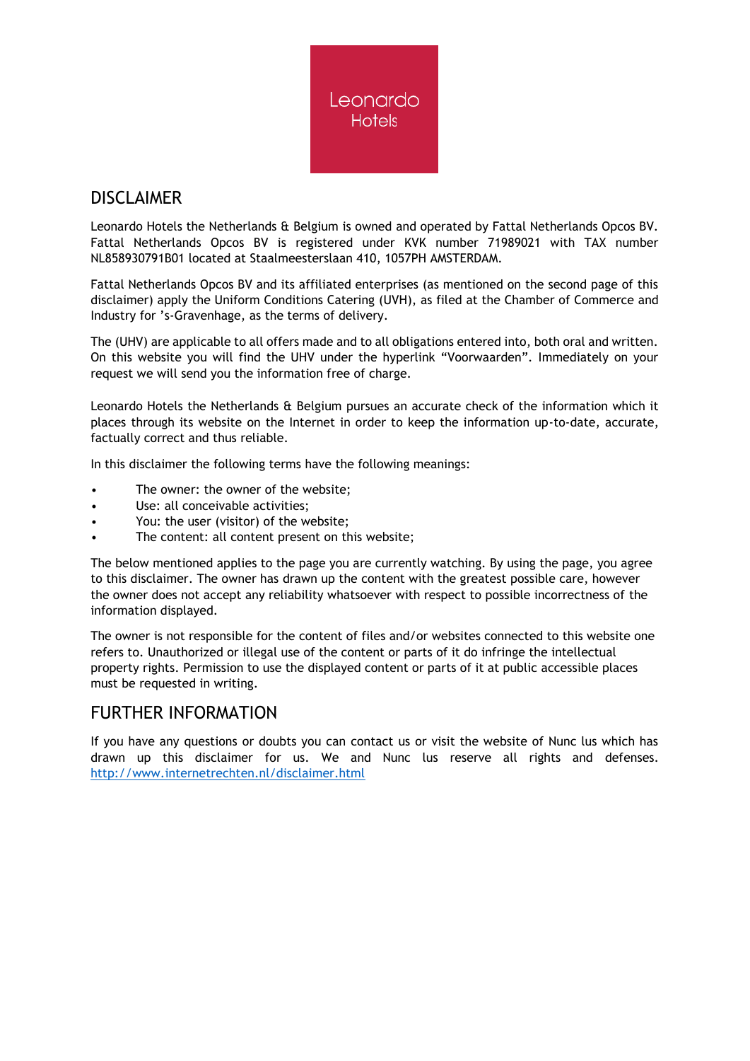Leonardo Hotels

## DISCLAIMER

Leonardo Hotels the Netherlands & Belgium is owned and operated by Fattal Netherlands Opcos BV. Fattal Netherlands Opcos BV is registered under KVK number 71989021 with TAX number NL858930791B01 located at Staalmeesterslaan 410, 1057PH AMSTERDAM.

Fattal Netherlands Opcos BV and its affiliated enterprises (as mentioned on the second page of this disclaimer) apply the Uniform Conditions Catering (UVH), as filed at the Chamber of Commerce and Industry for 's-Gravenhage, as the terms of delivery.

The (UHV) are applicable to all offers made and to all obligations entered into, both oral and written. On this website you will find the UHV under the hyperlink "Voorwaarden". Immediately on your request we will send you the information free of charge.

Leonardo Hotels the Netherlands & Belgium pursues an accurate check of the information which it places through its website on the Internet in order to keep the information up-to-date, accurate, factually correct and thus reliable.

In this disclaimer the following terms have the following meanings:

- The owner: the owner of the website;
- Use: all conceivable activities;
- You: the user (visitor) of the website;
- The content: all content present on this website;

The below mentioned applies to the page you are currently watching. By using the page, you agree to this disclaimer. The owner has drawn up the content with the greatest possible care, however the owner does not accept any reliability whatsoever with respect to possible incorrectness of the information displayed.

The owner is not responsible for the content of files and/or websites connected to this website one refers to. Unauthorized or illegal use of the content or parts of it do infringe the intellectual property rights. Permission to use the displayed content or parts of it at public accessible places must be requested in writing.

## FURTHER INFORMATION

If you have any questions or doubts you can contact us or visit the website of Nunc lus which has drawn up this disclaimer for us. We and Nunc lus reserve all rights and defenses. http://www.internetrechten.nl/disclaimer.html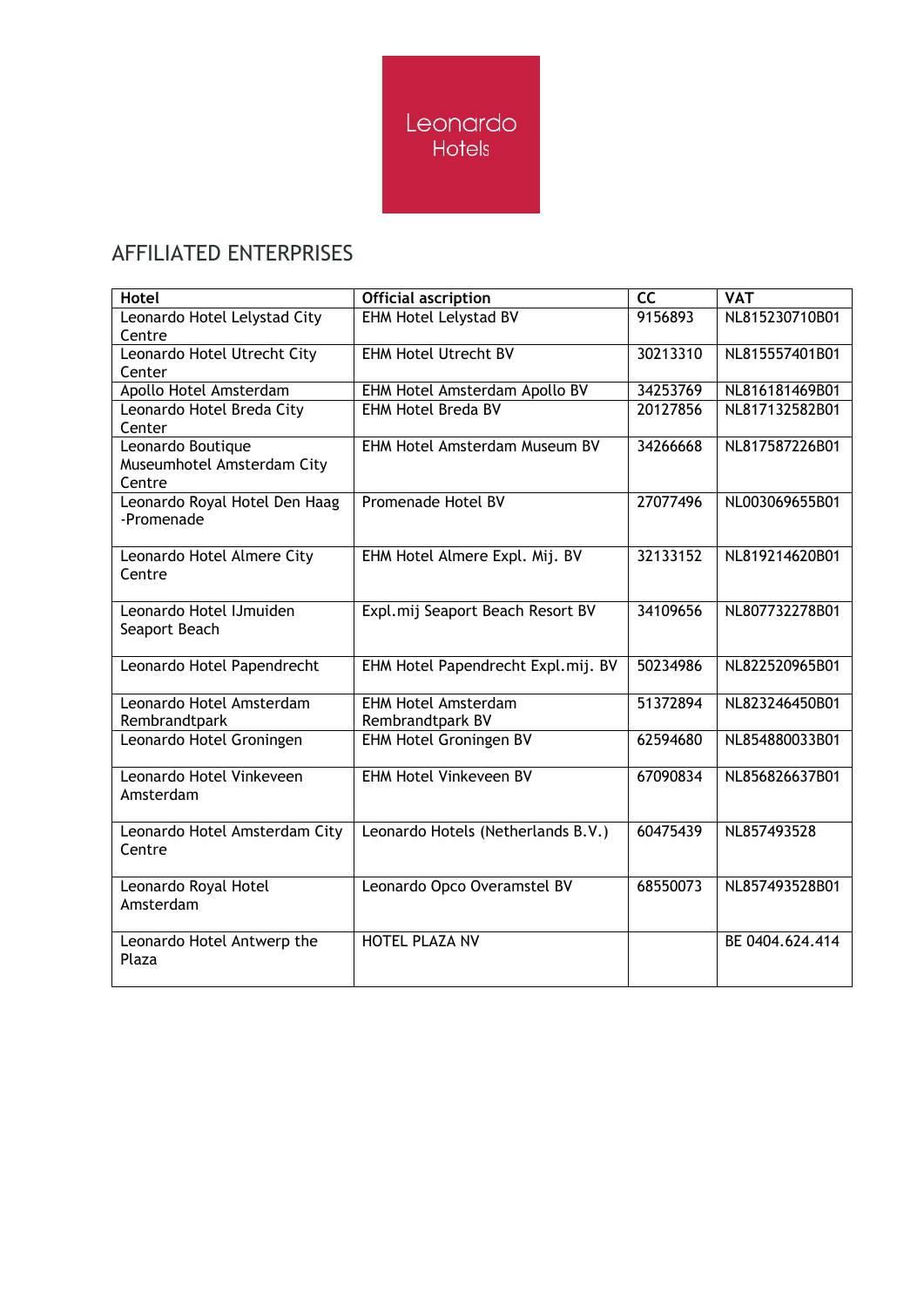Leonardo Hotels

## AFFILIATED ENTERPRISES

| Hotel | Official ascription | CC | VAT |
|---|---|---|---|
| Leonardo Hotel Lelystad City Centre | EHM Hotel Lelystad BV | 9156893 | NL815230710B01 |
| Leonardo Hotel Utrecht City Center | EHM Hotel Utrecht BV | 30213310 | NL815557401B01 |
| Apollo Hotel Amsterdam | EHM Hotel Amsterdam Apollo BV | 34253769 | NL816181469B01 |
| Leonardo Hotel Breda City Center | EHM Hotel Breda BV | 20127856 | NL817132582B01 |
| Leonardo Boutique Museumhotel Amsterdam City Centre | EHM Hotel Amsterdam Museum BV | 34266668 | NL817587226B01 |
| Leonardo Royal Hotel Den Haag -Promenade | Promenade Hotel BV | 27077496 | NL003069655B01 |
| Leonardo Hotel Almere City Centre | EHM Hotel Almere Expl. Mij. BV | 32133152 | NL819214620B01 |
| Leonardo Hotel IJmuiden Seaport Beach | Expl.mij Seaport Beach Resort BV | 34109656 | NL807732278B01 |
| Leonardo Hotel Papendrecht | EHM Hotel Papendrecht Expl.mij. BV | 50234986 | NL822520965B01 |
| Leonardo Hotel Amsterdam Rembrandtpark | EHM Hotel Amsterdam Rembrandtpark BV | 51372894 | NL823246450B01 |
| Leonardo Hotel Groningen | EHM Hotel Groningen BV | 62594680 | NL854880033B01 |
| Leonardo Hotel Vinkeveen Amsterdam | EHM Hotel Vinkeveen BV | 67090834 | NL856826637B01 |
| Leonardo Hotel Amsterdam City Centre | Leonardo Hotels (Netherlands B.V.) | 60475439 | NL857493528 |
| Leonardo Royal Hotel Amsterdam | Leonardo Opco Overamstel BV | 68550073 | NL857493528B01 |
| Leonardo Hotel Antwerp the Plaza | HOTEL PLAZA NV | | BE 0404.624.414 |